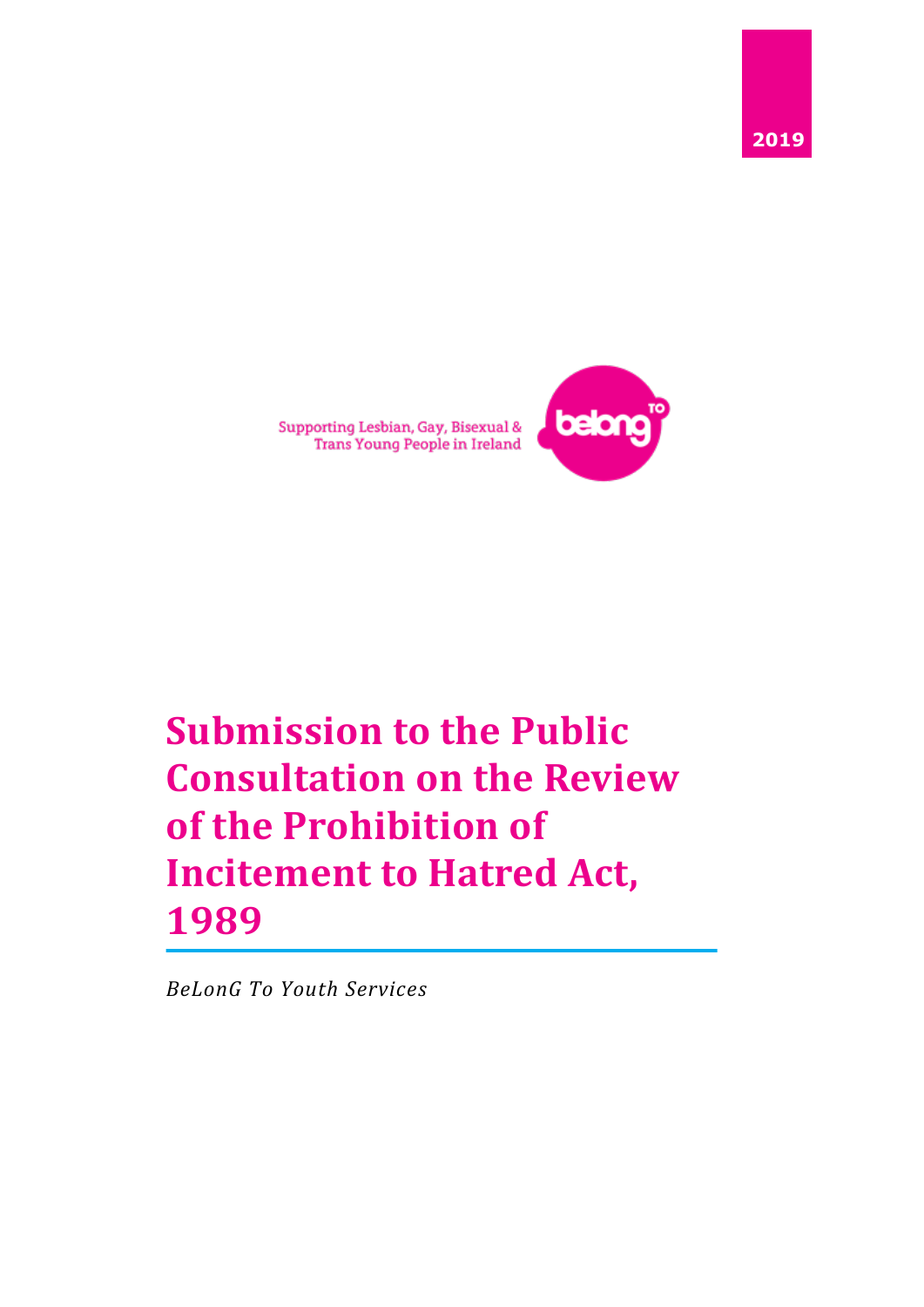2019

Supporting Lesbian, Gay, Bisexual & Trans Young People in Ireland

belong TO

# Submission to the Public Consultation on the Review of the Prohibition of Incitement to Hatred Act, 1989

*BeLonG To Youth Services*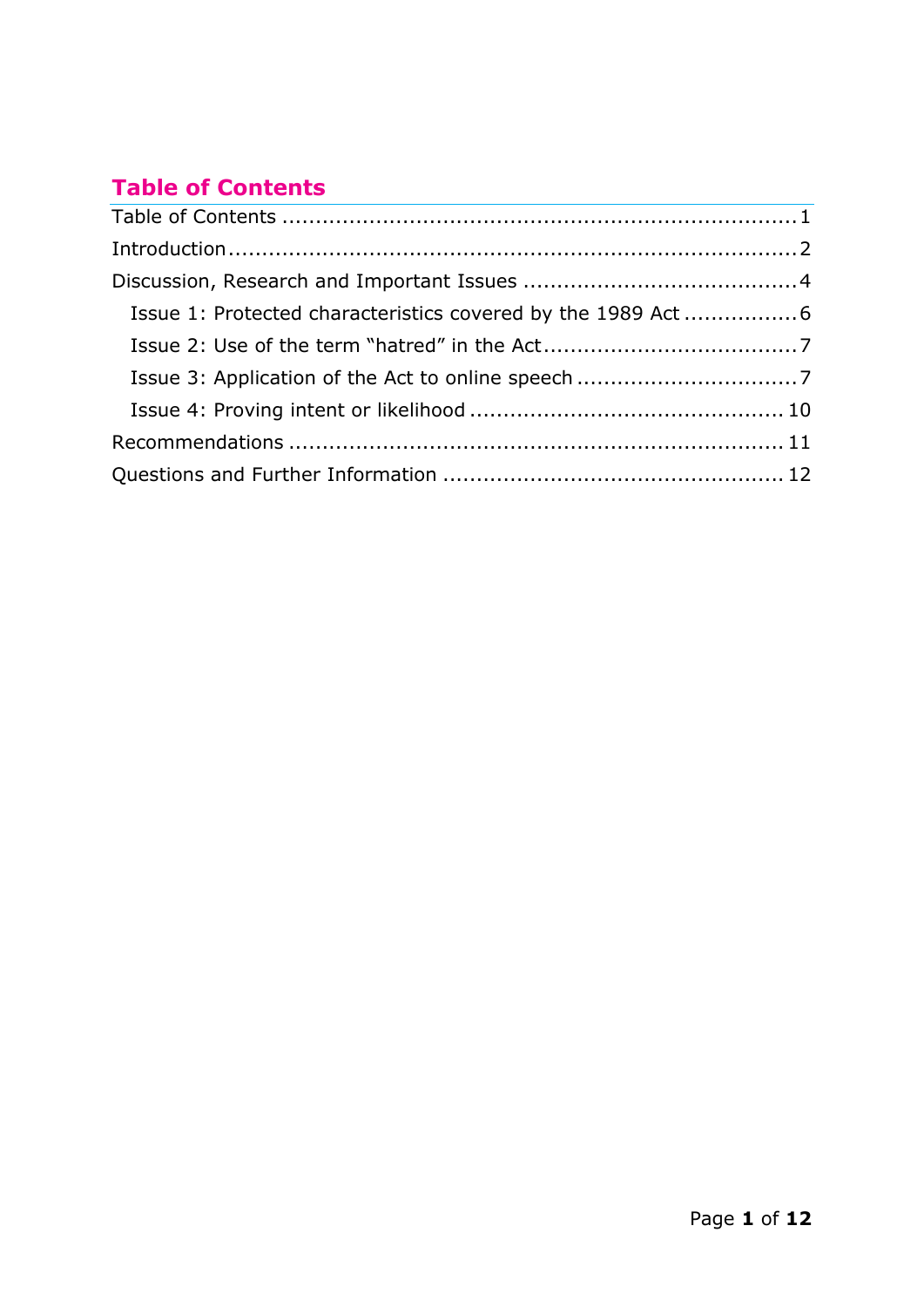## Table of Contents

Table of Contents ........................................................................ 1

Introduction ................................................................................. 2

Discussion, Research and Important Issues ........................................ 4

- Issue 1: Protected characteristics covered by the 1989 Act ................ 6
- Issue 2: Use of the term "hatred" in the Act ..................................... 7
- Issue 3: Application of the Act to online speech ................................ 7
- Issue 4: Proving intent or likelihood ................................................ 10

Recommendations ......................................................................... 11

Questions and Further Information .................................................. 12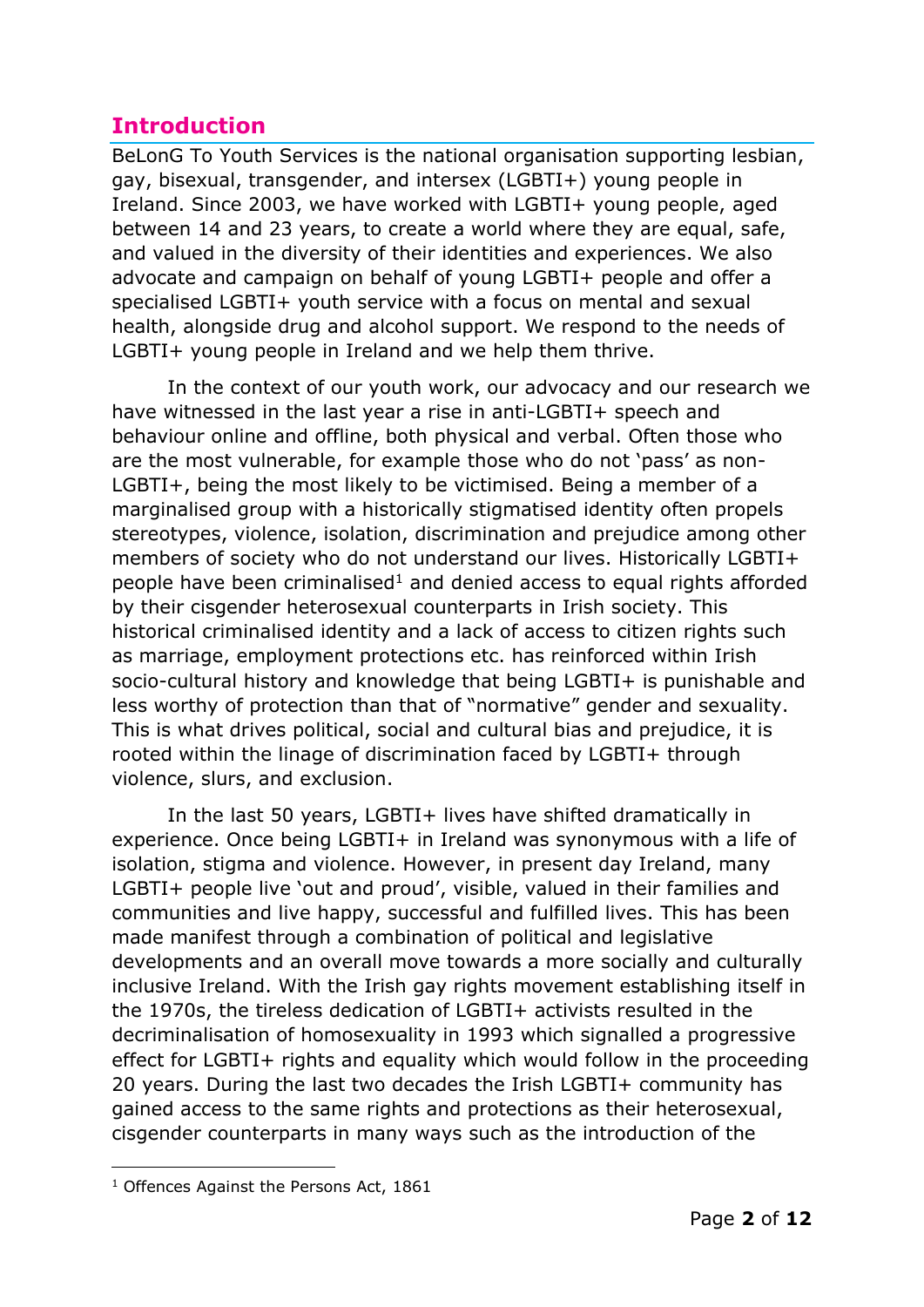## Introduction

BeLonG To Youth Services is the national organisation supporting lesbian, gay, bisexual, transgender, and intersex (LGBTI+) young people in Ireland. Since 2003, we have worked with LGBTI+ young people, aged between 14 and 23 years, to create a world where they are equal, safe, and valued in the diversity of their identities and experiences. We also advocate and campaign on behalf of young LGBTI+ people and offer a specialised LGBTI+ youth service with a focus on mental and sexual health, alongside drug and alcohol support. We respond to the needs of LGBTI+ young people in Ireland and we help them thrive.

In the context of our youth work, our advocacy and our research we have witnessed in the last year a rise in anti-LGBTI+ speech and behaviour online and offline, both physical and verbal. Often those who are the most vulnerable, for example those who do not 'pass' as non-LGBTI+, being the most likely to be victimised. Being a member of a marginalised group with a historically stigmatised identity often propels stereotypes, violence, isolation, discrimination and prejudice among other members of society who do not understand our lives. Historically LGBTI+ people have been criminalised[1] and denied access to equal rights afforded by their cisgender heterosexual counterparts in Irish society. This historical criminalised identity and a lack of access to citizen rights such as marriage, employment protections etc. has reinforced within Irish socio-cultural history and knowledge that being LGBTI+ is punishable and less worthy of protection than that of "normative" gender and sexuality. This is what drives political, social and cultural bias and prejudice, it is rooted within the linage of discrimination faced by LGBTI+ through violence, slurs, and exclusion.

In the last 50 years, LGBTI+ lives have shifted dramatically in experience. Once being LGBTI+ in Ireland was synonymous with a life of isolation, stigma and violence. However, in present day Ireland, many LGBTI+ people live 'out and proud', visible, valued in their families and communities and live happy, successful and fulfilled lives. This has been made manifest through a combination of political and legislative developments and an overall move towards a more socially and culturally inclusive Ireland. With the Irish gay rights movement establishing itself in the 1970s, the tireless dedication of LGBTI+ activists resulted in the decriminalisation of homosexuality in 1993 which signalled a progressive effect for LGBTI+ rights and equality which would follow in the proceeding 20 years. During the last two decades the Irish LGBTI+ community has gained access to the same rights and protections as their heterosexual, cisgender counterparts in many ways such as the introduction of the

[1] Offences Against the Persons Act, 1861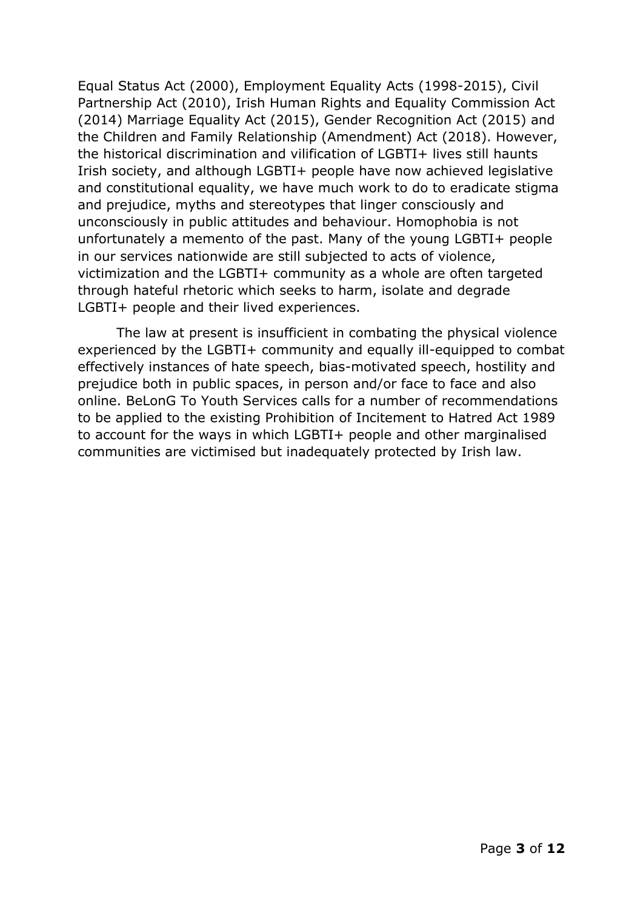Equal Status Act (2000), Employment Equality Acts (1998-2015), Civil Partnership Act (2010), Irish Human Rights and Equality Commission Act (2014) Marriage Equality Act (2015), Gender Recognition Act (2015) and the Children and Family Relationship (Amendment) Act (2018). However, the historical discrimination and vilification of LGBTI+ lives still haunts Irish society, and although LGBTI+ people have now achieved legislative and constitutional equality, we have much work to do to eradicate stigma and prejudice, myths and stereotypes that linger consciously and unconsciously in public attitudes and behaviour. Homophobia is not unfortunately a memento of the past. Many of the young LGBTI+ people in our services nationwide are still subjected to acts of violence, victimization and the LGBTI+ community as a whole are often targeted through hateful rhetoric which seeks to harm, isolate and degrade LGBTI+ people and their lived experiences.

The law at present is insufficient in combating the physical violence experienced by the LGBTI+ community and equally ill-equipped to combat effectively instances of hate speech, bias-motivated speech, hostility and prejudice both in public spaces, in person and/or face to face and also online. BeLonG To Youth Services calls for a number of recommendations to be applied to the existing Prohibition of Incitement to Hatred Act 1989 to account for the ways in which LGBTI+ people and other marginalised communities are victimised but inadequately protected by Irish law.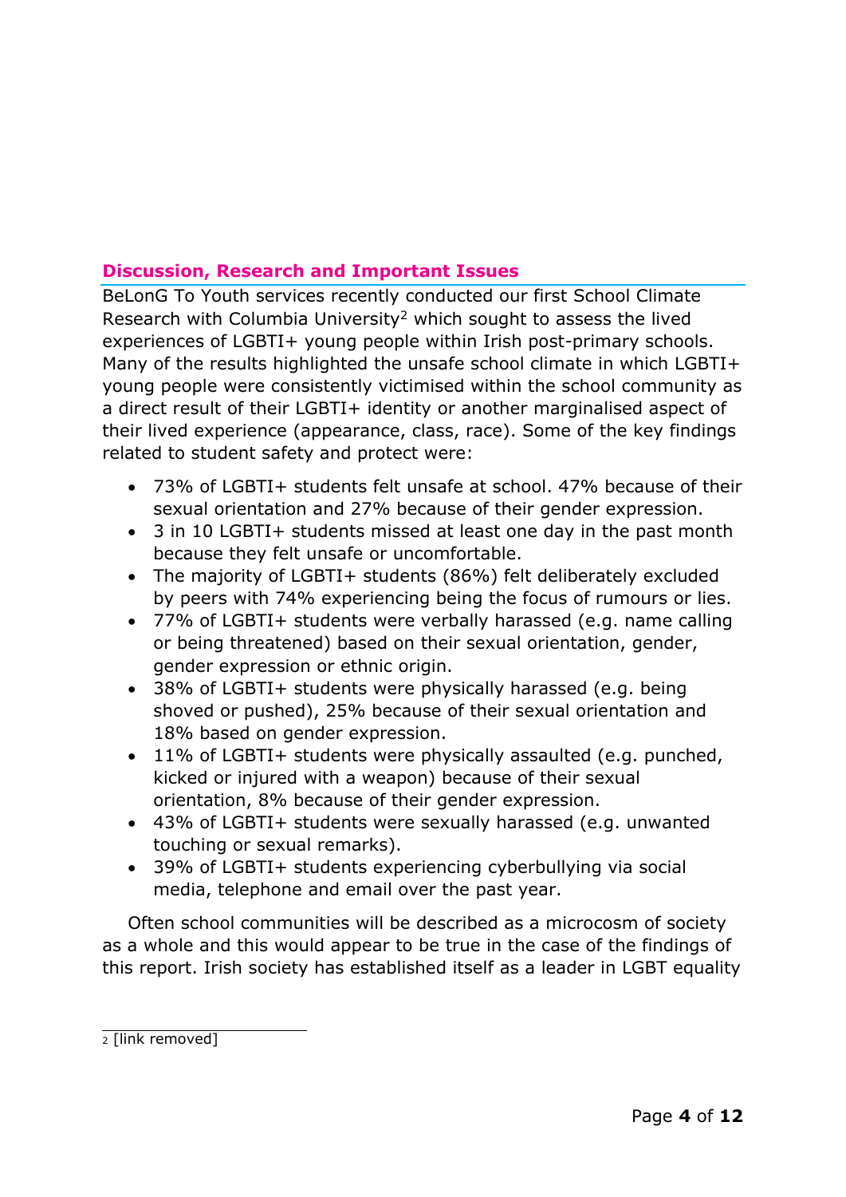## Discussion, Research and Important Issues

BeLonG To Youth services recently conducted our first School Climate Research with Columbia University[2] which sought to assess the lived experiences of LGBTI+ young people within Irish post-primary schools. Many of the results highlighted the unsafe school climate in which LGBTI+ young people were consistently victimised within the school community as a direct result of their LGBTI+ identity or another marginalised aspect of their lived experience (appearance, class, race). Some of the key findings related to student safety and protect were:

- 73% of LGBTI+ students felt unsafe at school. 47% because of their sexual orientation and 27% because of their gender expression.
- 3 in 10 LGBTI+ students missed at least one day in the past month because they felt unsafe or uncomfortable.
- The majority of LGBTI+ students (86%) felt deliberately excluded by peers with 74% experiencing being the focus of rumours or lies.
- 77% of LGBTI+ students were verbally harassed (e.g. name calling or being threatened) based on their sexual orientation, gender, gender expression or ethnic origin.
- 38% of LGBTI+ students were physically harassed (e.g. being shoved or pushed), 25% because of their sexual orientation and 18% based on gender expression.
- 11% of LGBTI+ students were physically assaulted (e.g. punched, kicked or injured with a weapon) because of their sexual orientation, 8% because of their gender expression.
- 43% of LGBTI+ students were sexually harassed (e.g. unwanted touching or sexual remarks).
- 39% of LGBTI+ students experiencing cyberbullying via social media, telephone and email over the past year.

Often school communities will be described as a microcosm of society as a whole and this would appear to be true in the case of the findings of this report. Irish society has established itself as a leader in LGBT equality

---

[2] [link removed]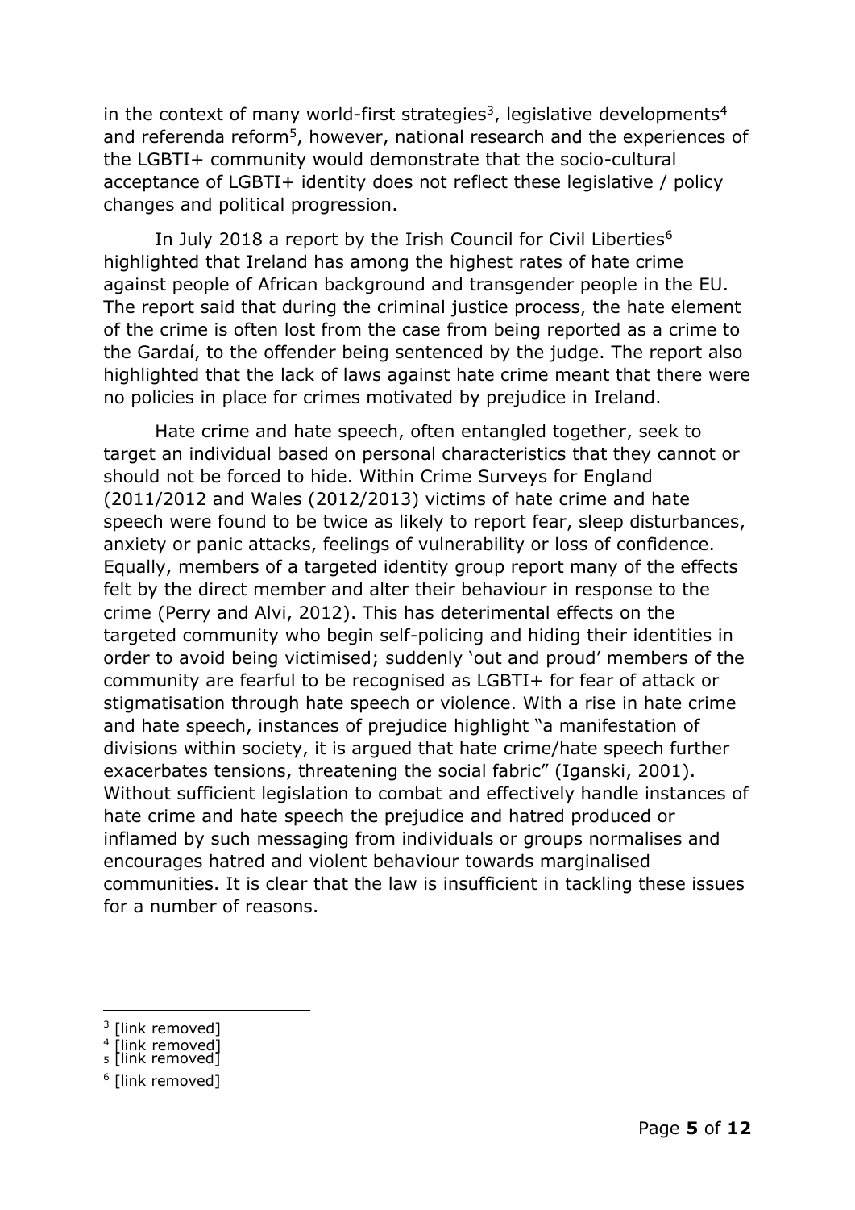in the context of many world-first strategies[3], legislative developments[4] and referenda reform[5], however, national research and the experiences of the LGBTI+ community would demonstrate that the socio-cultural acceptance of LGBTI+ identity does not reflect these legislative / policy changes and political progression.

In July 2018 a report by the Irish Council for Civil Liberties[6] highlighted that Ireland has among the highest rates of hate crime against people of African background and transgender people in the EU. The report said that during the criminal justice process, the hate element of the crime is often lost from the case from being reported as a crime to the Gardaí, to the offender being sentenced by the judge. The report also highlighted that the lack of laws against hate crime meant that there were no policies in place for crimes motivated by prejudice in Ireland.

Hate crime and hate speech, often entangled together, seek to target an individual based on personal characteristics that they cannot or should not be forced to hide. Within Crime Surveys for England (2011/2012 and Wales (2012/2013) victims of hate crime and hate speech were found to be twice as likely to report fear, sleep disturbances, anxiety or panic attacks, feelings of vulnerability or loss of confidence. Equally, members of a targeted identity group report many of the effects felt by the direct member and alter their behaviour in response to the crime (Perry and Alvi, 2012). This has deteremental effects on the targeted community who begin self-policing and hiding their identities in order to avoid being victimised; suddenly 'out and proud' members of the community are fearful to be recognised as LGBTI+ for fear of attack or stigmatisation through hate speech or violence. With a rise in hate crime and hate speech, instances of prejudice highlight "a manifestation of divisions within society, it is argued that hate crime/hate speech further exacerbates tensions, threatening the social fabric" (Iganski, 2001). Without sufficient legislation to combat and effectively handle instances of hate crime and hate speech the prejudice and hatred produced or inflamed by such messaging from individuals or groups normalises and encourages hatred and violent behaviour towards marginalised communities. It is clear that the law is insufficient in tackling these issues for a number of reasons.

---

[3] [link removed]

[4] [link removed]

[5] [link removed]

[6] [link removed]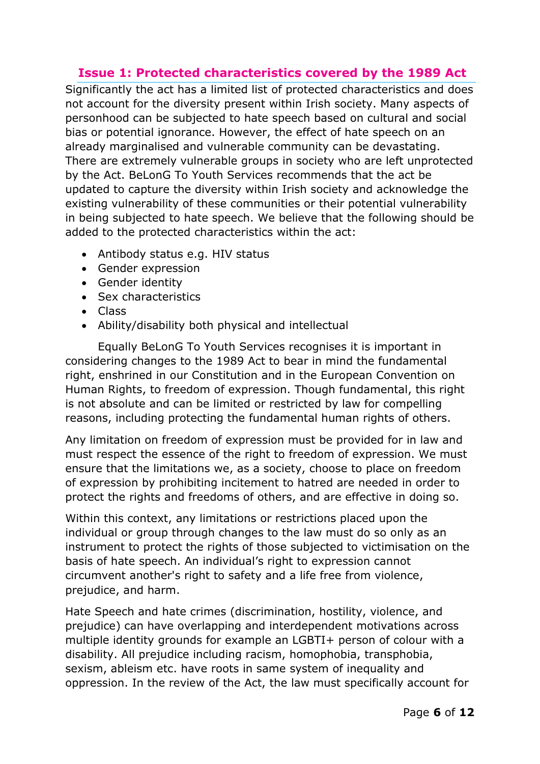## Issue 1: Protected characteristics covered by the 1989 Act

Significantly the act has a limited list of protected characteristics and does not account for the diversity present within Irish society. Many aspects of personhood can be subjected to hate speech based on cultural and social bias or potential ignorance. However, the effect of hate speech on an already marginalised and vulnerable community can be devastating. There are extremely vulnerable groups in society who are left unprotected by the Act. BeLonG To Youth Services recommends that the act be updated to capture the diversity within Irish society and acknowledge the existing vulnerability of these communities or their potential vulnerability in being subjected to hate speech. We believe that the following should be added to the protected characteristics within the act:

- Antibody status e.g. HIV status
- Gender expression
- Gender identity
- Sex characteristics
- Class
- Ability/disability both physical and intellectual

Equally BeLonG To Youth Services recognises it is important in considering changes to the 1989 Act to bear in mind the fundamental right, enshrined in our Constitution and in the European Convention on Human Rights, to freedom of expression. Though fundamental, this right is not absolute and can be limited or restricted by law for compelling reasons, including protecting the fundamental human rights of others.

Any limitation on freedom of expression must be provided for in law and must respect the essence of the right to freedom of expression. We must ensure that the limitations we, as a society, choose to place on freedom of expression by prohibiting incitement to hatred are needed in order to protect the rights and freedoms of others, and are effective in doing so.

Within this context, any limitations or restrictions placed upon the individual or group through changes to the law must do so only as an instrument to protect the rights of those subjected to victimisation on the basis of hate speech. An individual's right to expression cannot circumvent another's right to safety and a life free from violence, prejudice, and harm.

Hate Speech and hate crimes (discrimination, hostility, violence, and prejudice) can have overlapping and interdependent motivations across multiple identity grounds for example an LGBTI+ person of colour with a disability. All prejudice including racism, homophobia, transphobia, sexism, ableism etc. have roots in same system of inequality and oppression. In the review of the Act, the law must specifically account for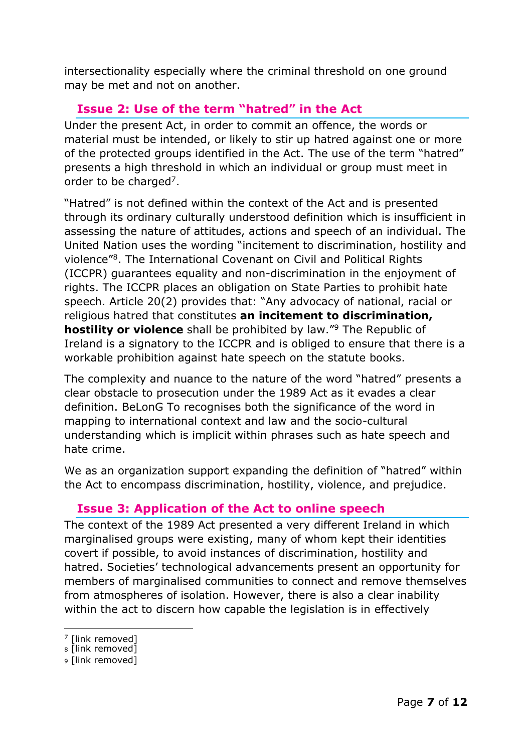intersectionality especially where the criminal threshold on one ground may be met and not on another.

## Issue 2: Use of the term "hatred" in the Act

Under the present Act, in order to commit an offence, the words or material must be intended, or likely to stir up hatred against one or more of the protected groups identified in the Act. The use of the term "hatred" presents a high threshold in which an individual or group must meet in order to be charged[7].

"Hatred" is not defined within the context of the Act and is presented through its ordinary culturally understood definition which is insufficient in assessing the nature of attitudes, actions and speech of an individual. The United Nation uses the wording "incitement to discrimination, hostility and violence"[8]. The International Covenant on Civil and Political Rights (ICCPR) guarantees equality and non-discrimination in the enjoyment of rights. The ICCPR places an obligation on State Parties to prohibit hate speech. Article 20(2) provides that: "Any advocacy of national, racial or religious hatred that constitutes **an incitement to discrimination, hostility or violence** shall be prohibited by law."[9] The Republic of Ireland is a signatory to the ICCPR and is obliged to ensure that there is a workable prohibition against hate speech on the statute books.

The complexity and nuance to the nature of the word "hatred" presents a clear obstacle to prosecution under the 1989 Act as it evades a clear definition. BeLonG To recognises both the significance of the word in mapping to international context and law and the socio-cultural understanding which is implicit within phrases such as hate speech and hate crime.

We as an organization support expanding the definition of "hatred" within the Act to encompass discrimination, hostility, violence, and prejudice.

## Issue 3: Application of the Act to online speech

The context of the 1989 Act presented a very different Ireland in which marginalised groups were existing, many of whom kept their identities covert if possible, to avoid instances of discrimination, hostility and hatred. Societies' technological advancements present an opportunity for members of marginalised communities to connect and remove themselves from atmospheres of isolation. However, there is also a clear inability within the act to discern how capable the legislation is in effectively

---

[7] [link removed]
[8] [link removed]
[9] [link removed]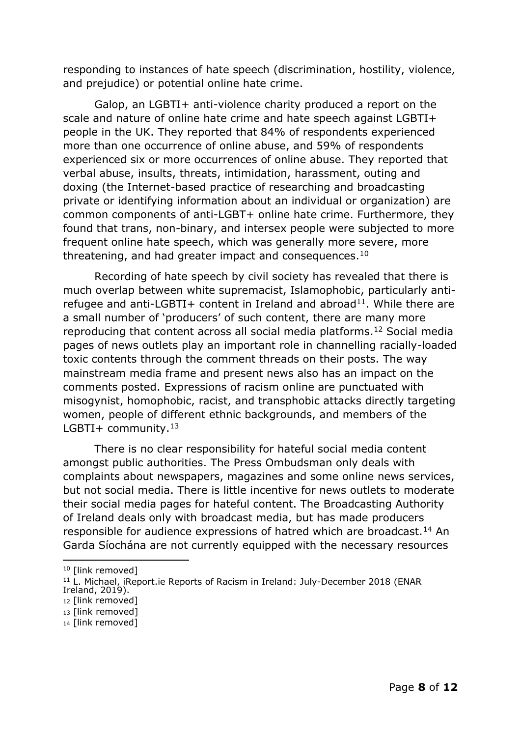responding to instances of hate speech (discrimination, hostility, violence, and prejudice) or potential online hate crime.

Galop, an LGBTI+ anti-violence charity produced a report on the scale and nature of online hate crime and hate speech against LGBTI+ people in the UK. They reported that 84% of respondents experienced more than one occurrence of online abuse, and 59% of respondents experienced six or more occurrences of online abuse. They reported that verbal abuse, insults, threats, intimidation, harassment, outing and doxing (the Internet-based practice of researching and broadcasting private or identifying information about an individual or organization) are common components of anti-LGBT+ online hate crime. Furthermore, they found that trans, non-binary, and intersex people were subjected to more frequent online hate speech, which was generally more severe, more threatening, and had greater impact and consequences.[10]

Recording of hate speech by civil society has revealed that there is much overlap between white supremacist, Islamophobic, particularly anti-refugee and anti-LGBTI+ content in Ireland and abroad[11]. While there are a small number of 'producers' of such content, there are many more reproducing that content across all social media platforms.[12] Social media pages of news outlets play an important role in channelling racially-loaded toxic contents through the comment threads on their posts. The way mainstream media frame and present news also has an impact on the comments posted. Expressions of racism online are punctuated with misogynist, homophobic, racist, and transphobic attacks directly targeting women, people of different ethnic backgrounds, and members of the LGBTI+ community.[13]

There is no clear responsibility for hateful social media content amongst public authorities. The Press Ombudsman only deals with complaints about newspapers, magazines and some online news services, but not social media. There is little incentive for news outlets to moderate their social media pages for hateful content. The Broadcasting Authority of Ireland deals only with broadcast media, but has made producers responsible for audience expressions of hatred which are broadcast.[14] An Garda Síochána are not currently equipped with the necessary resources

---

[10] [link removed]

[11] L. Michael, iReport.ie Reports of Racism in Ireland: July-December 2018 (ENAR Ireland, 2019).

[12] [link removed]

[13] [link removed]

[14] [link removed]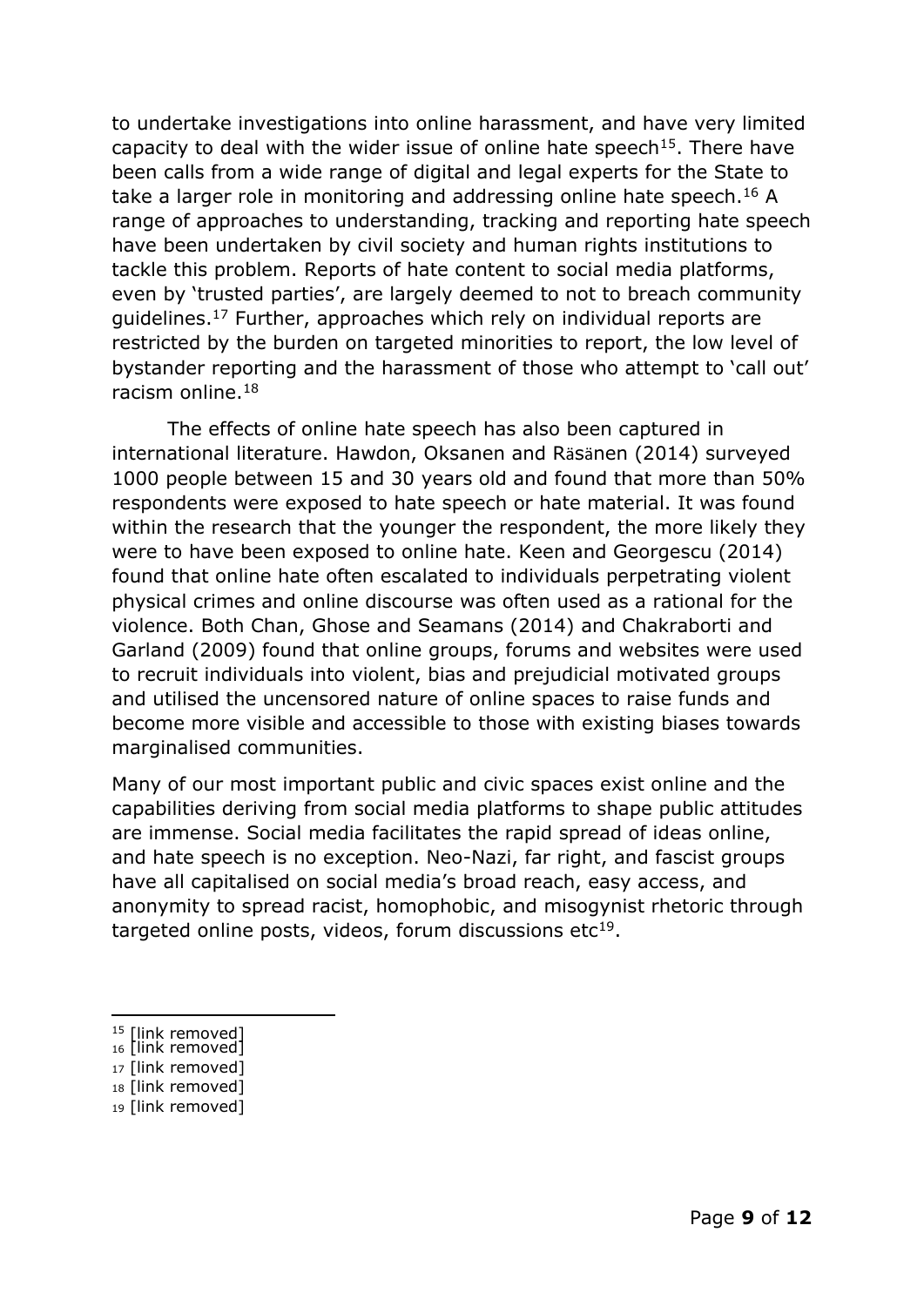to undertake investigations into online harassment, and have very limited capacity to deal with the wider issue of online hate speech[15]. There have been calls from a wide range of digital and legal experts for the State to take a larger role in monitoring and addressing online hate speech.[16] A range of approaches to understanding, tracking and reporting hate speech have been undertaken by civil society and human rights institutions to tackle this problem. Reports of hate content to social media platforms, even by 'trusted parties', are largely deemed to not to breach community guidelines.[17] Further, approaches which rely on individual reports are restricted by the burden on targeted minorities to report, the low level of bystander reporting and the harassment of those who attempt to 'call out' racism online.[18]

The effects of online hate speech has also been captured in international literature. Hawdon, Oksanen and Räsänen (2014) surveyed 1000 people between 15 and 30 years old and found that more than 50% respondents were exposed to hate speech or hate material. It was found within the research that the younger the respondent, the more likely they were to have been exposed to online hate. Keen and Georgescu (2014) found that online hate often escalated to individuals perpetrating violent physical crimes and online discourse was often used as a rational for the violence. Both Chan, Ghose and Seamans (2014) and Chakraborti and Garland (2009) found that online groups, forums and websites were used to recruit individuals into violent, bias and prejudicial motivated groups and utilised the uncensored nature of online spaces to raise funds and become more visible and accessible to those with existing biases towards marginalised communities.

Many of our most important public and civic spaces exist online and the capabilities deriving from social media platforms to shape public attitudes are immense. Social media facilitates the rapid spread of ideas online, and hate speech is no exception. Neo-Nazi, far right, and fascist groups have all capitalised on social media's broad reach, easy access, and anonymity to spread racist, homophobic, and misogynist rhetoric through targeted online posts, videos, forum discussions etc[19].

---

[15] [link removed]
[16] [link removed]
[17] [link removed]
[18] [link removed]
[19] [link removed]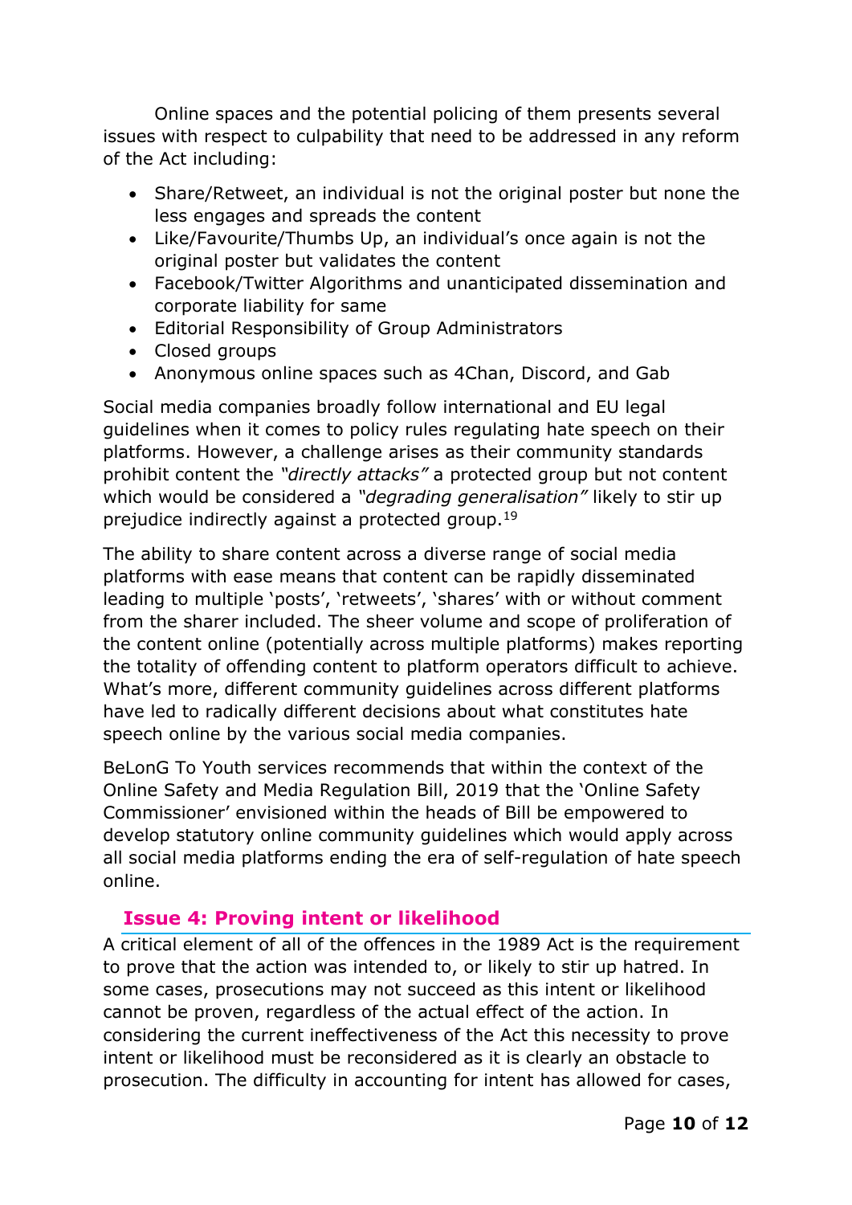Online spaces and the potential policing of them presents several issues with respect to culpability that need to be addressed in any reform of the Act including:

- Share/Retweet, an individual is not the original poster but none the less engages and spreads the content
- Like/Favourite/Thumbs Up, an individual's once again is not the original poster but validates the content
- Facebook/Twitter Algorithms and unanticipated dissemination and corporate liability for same
- Editorial Responsibility of Group Administrators
- Closed groups
- Anonymous online spaces such as 4Chan, Discord, and Gab

Social media companies broadly follow international and EU legal guidelines when it comes to policy rules regulating hate speech on their platforms. However, a challenge arises as their community standards prohibit content the *"directly attacks"* a protected group but not content which would be considered a *"degrading generalisation"* likely to stir up prejudice indirectly against a protected group.[19]

The ability to share content across a diverse range of social media platforms with ease means that content can be rapidly disseminated leading to multiple 'posts', 'retweets', 'shares' with or without comment from the sharer included. The sheer volume and scope of proliferation of the content online (potentially across multiple platforms) makes reporting the totality of offending content to platform operators difficult to achieve. What's more, different community guidelines across different platforms have led to radically different decisions about what constitutes hate speech online by the various social media companies.

BeLonG To Youth services recommends that within the context of the Online Safety and Media Regulation Bill, 2019 that the 'Online Safety Commissioner' envisioned within the heads of Bill be empowered to develop statutory online community guidelines which would apply across all social media platforms ending the era of self-regulation of hate speech online.

## Issue 4: Proving intent or likelihood

A critical element of all of the offences in the 1989 Act is the requirement to prove that the action was intended to, or likely to stir up hatred. In some cases, prosecutions may not succeed as this intent or likelihood cannot be proven, regardless of the actual effect of the action. In considering the current ineffectiveness of the Act this necessity to prove intent or likelihood must be reconsidered as it is clearly an obstacle to prosecution. The difficulty in accounting for intent has allowed for cases,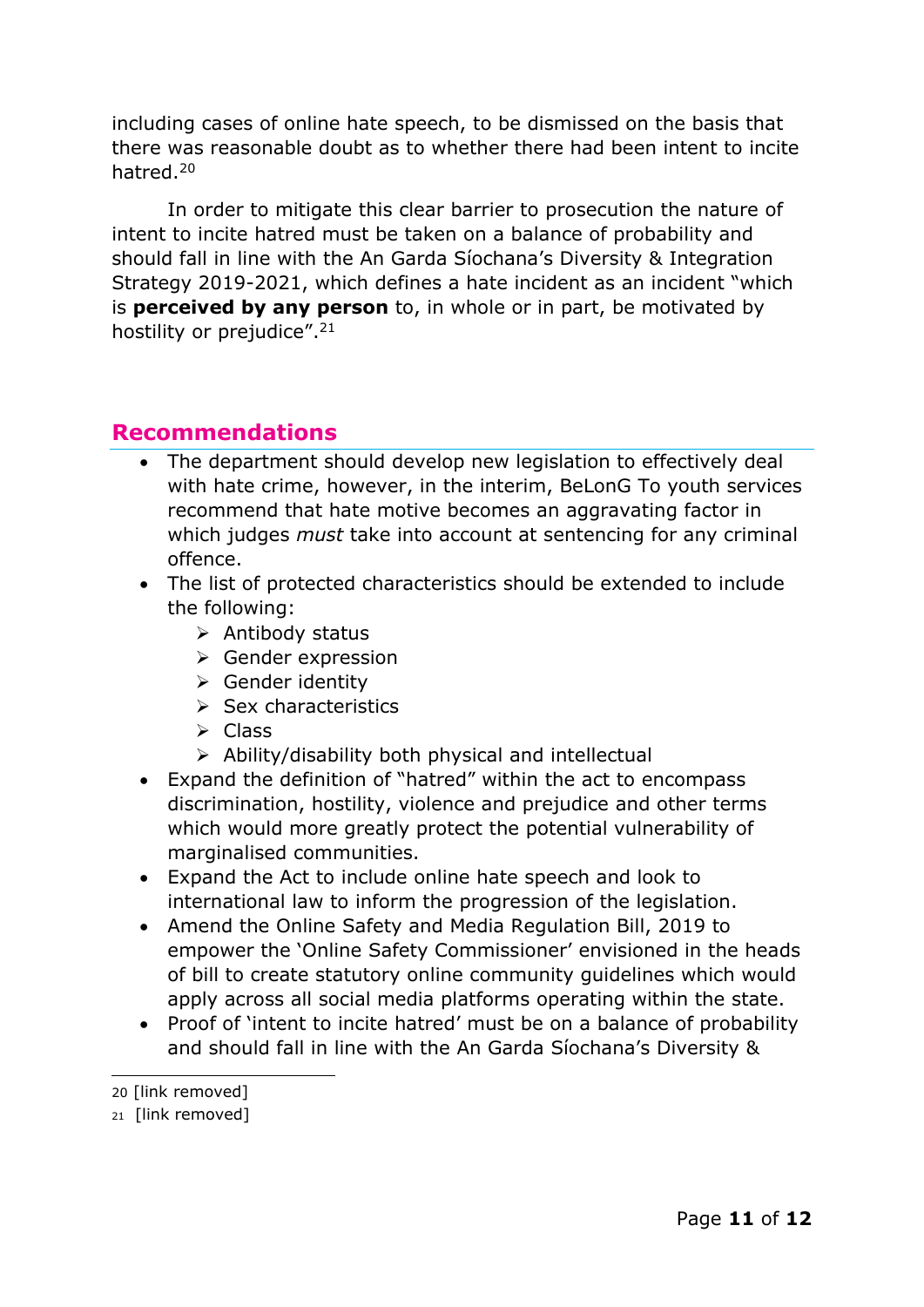including cases of online hate speech, to be dismissed on the basis that there was reasonable doubt as to whether there had been intent to incite hatred.[20]

In order to mitigate this clear barrier to prosecution the nature of intent to incite hatred must be taken on a balance of probability and should fall in line with the An Garda Síochana's Diversity & Integration Strategy 2019-2021, which defines a hate incident as an incident "which is **perceived by any person** to, in whole or in part, be motivated by hostility or prejudice".[21]

## Recommendations

- The department should develop new legislation to effectively deal with hate crime, however, in the interim, BeLonG To youth services recommend that hate motive becomes an aggravating factor in which judges *must* take into account at sentencing for any criminal offence.
- The list of protected characteristics should be extended to include the following:
  - Antibody status
  - Gender expression
  - Gender identity
  - Sex characteristics
  - Class
  - Ability/disability both physical and intellectual
- Expand the definition of "hatred" within the act to encompass discrimination, hostility, violence and prejudice and other terms which would more greatly protect the potential vulnerability of marginalised communities.
- Expand the Act to include online hate speech and look to international law to inform the progression of the legislation.
- Amend the Online Safety and Media Regulation Bill, 2019 to empower the 'Online Safety Commissioner' envisioned in the heads of bill to create statutory online community guidelines which would apply across all social media platforms operating within the state.
- Proof of 'intent to incite hatred' must be on a balance of probability and should fall in line with the An Garda Síochana's Diversity &

20 [link removed]

21 [link removed]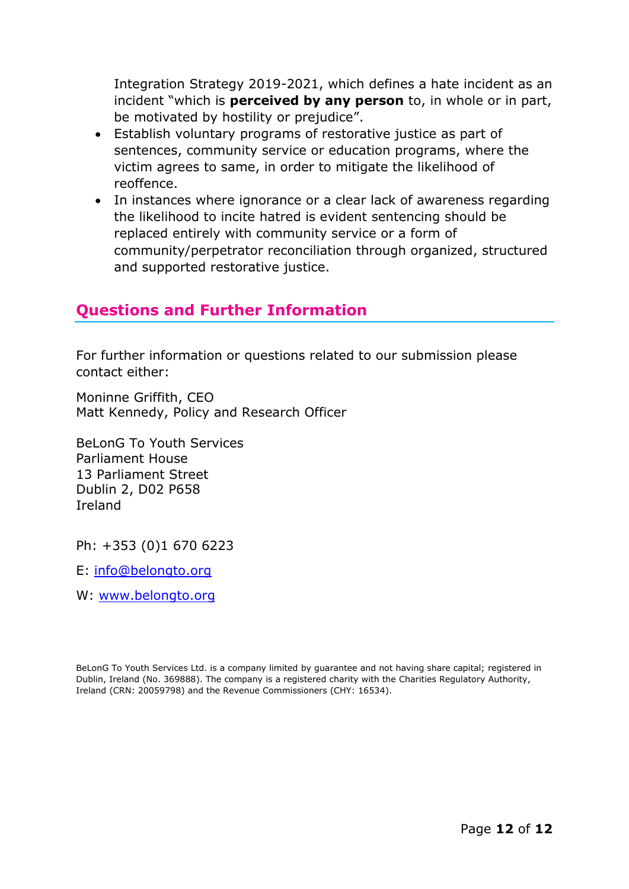Integration Strategy 2019-2021, which defines a hate incident as an incident "which is **perceived by any person** to, in whole or in part, be motivated by hostility or prejudice".
- Establish voluntary programs of restorative justice as part of sentences, community service or education programs, where the victim agrees to same, in order to mitigate the likelihood of reoffence.
- In instances where ignorance or a clear lack of awareness regarding the likelihood to incite hatred is evident sentencing should be replaced entirely with community service or a form of community/perpetrator reconciliation through organized, structured and supported restorative justice.

## Questions and Further Information

For further information or questions related to our submission please contact either:

Moninne Griffith, CEO
Matt Kennedy, Policy and Research Officer

BeLonG To Youth Services
Parliament House
13 Parliament Street
Dublin 2, D02 P658
Ireland

Ph: +353 (0)1 670 6223

E: info@belongto.org

W: www.belongto.org

BeLonG To Youth Services Ltd. is a company limited by guarantee and not having share capital; registered in Dublin, Ireland (No. 369888). The company is a registered charity with the Charities Regulatory Authority, Ireland (CRN: 20059798) and the Revenue Commissioners (CHY: 16534).